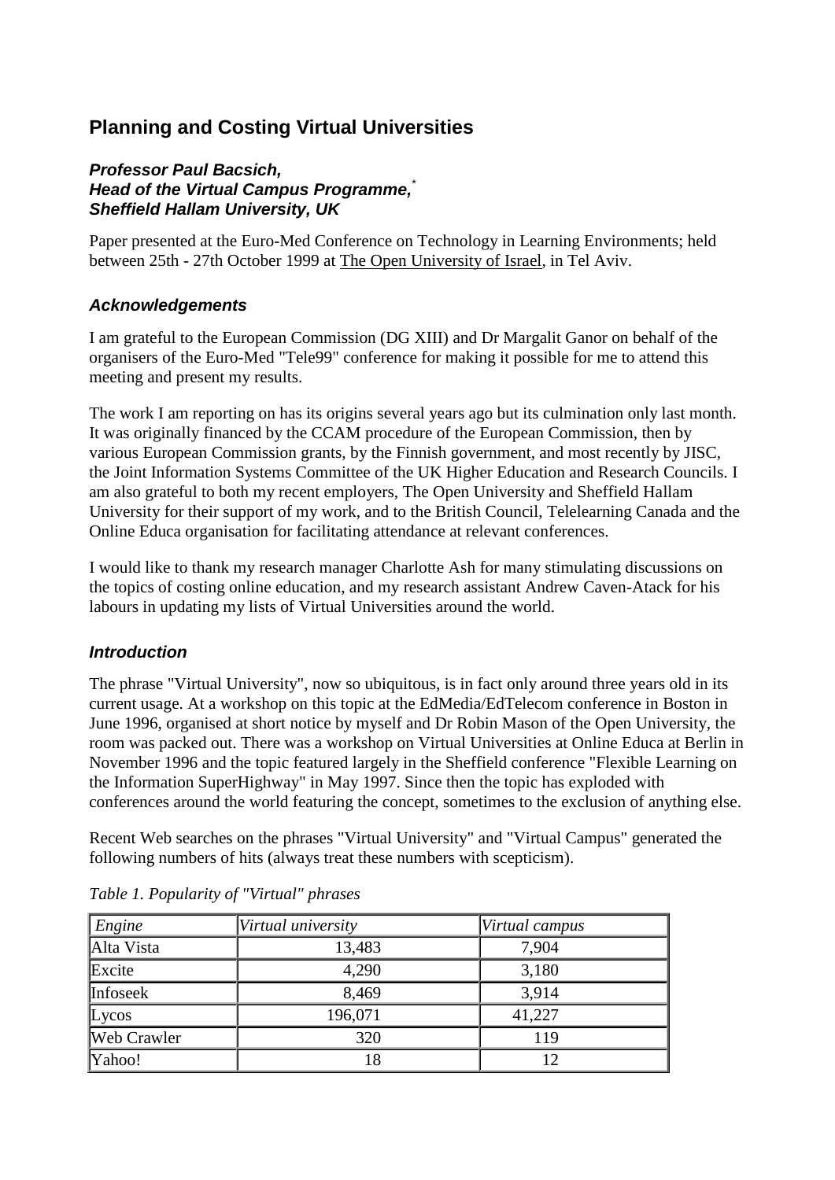# Planning and Costing Virtual Universities

***Professor Paul Bacsich,***
***Head of the Virtual Campus Programme,*** [*]
***Sheffield Hallam University, UK***

Paper presented at the Euro-Med Conference on Technology in Learning Environments; held between 25th - 27th October 1999 at The Open University of Israel, in Tel Aviv.

### *Acknowledgements*

I am grateful to the European Commission (DG XIII) and Dr Margalit Ganor on behalf of the organisers of the Euro-Med "Tele99" conference for making it possible for me to attend this meeting and present my results.

The work I am reporting on has its origins several years ago but its culmination only last month. It was originally financed by the CCAM procedure of the European Commission, then by various European Commission grants, by the Finnish government, and most recently by JISC, the Joint Information Systems Committee of the UK Higher Education and Research Councils. I am also grateful to both my recent employers, The Open University and Sheffield Hallam University for their support of my work, and to the British Council, Telelearning Canada and the Online Educa organisation for facilitating attendance at relevant conferences.

I would like to thank my research manager Charlotte Ash for many stimulating discussions on the topics of costing online education, and my research assistant Andrew Caven-Atack for his labours in updating my lists of Virtual Universities around the world.

### *Introduction*

The phrase "Virtual University", now so ubiquitous, is in fact only around three years old in its current usage. At a workshop on this topic at the EdMedia/EdTelecom conference in Boston in June 1996, organised at short notice by myself and Dr Robin Mason of the Open University, the room was packed out. There was a workshop on Virtual Universities at Online Educa at Berlin in November 1996 and the topic featured largely in the Sheffield conference "Flexible Learning on the Information SuperHighway" in May 1997. Since then the topic has exploded with conferences around the world featuring the concept, sometimes to the exclusion of anything else.

Recent Web searches on the phrases "Virtual University" and "Virtual Campus" generated the following numbers of hits (always treat these numbers with scepticism).

*Table 1. Popularity of "Virtual" phrases*

| *Engine* | *Virtual university* | *Virtual campus* |
|---|---|---|
| Alta Vista | 13,483 | 7,904 |
| Excite | 4,290 | 3,180 |
| Infoseek | 8,469 | 3,914 |
| Lycos | 196,071 | 41,227 |
| Web Crawler | 320 | 119 |
| Yahoo! | 18 | 12 |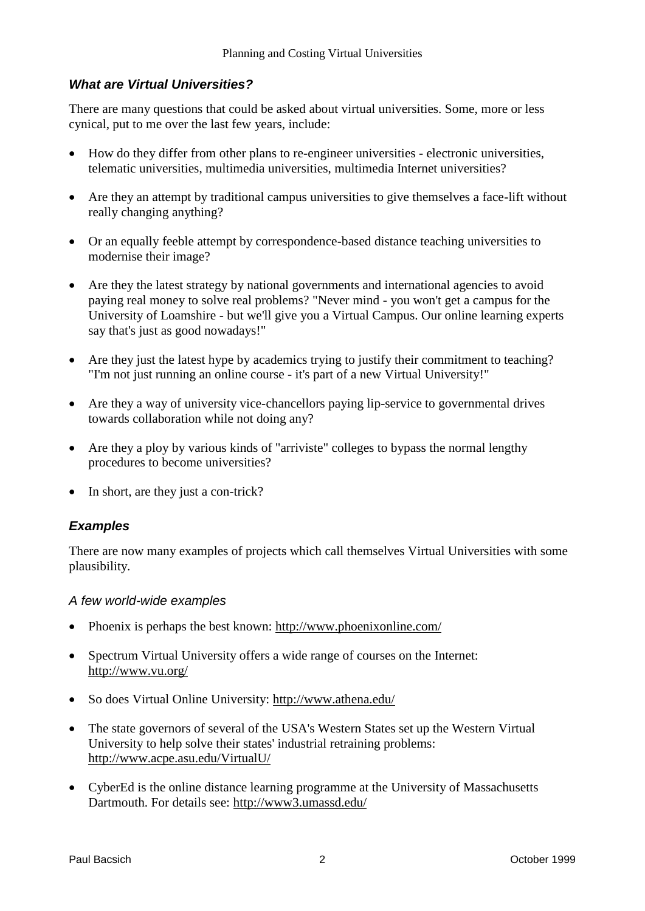## *What are Virtual Universities?*

There are many questions that could be asked about virtual universities. Some, more or less cynical, put to me over the last few years, include:

- How do they differ from other plans to re-engineer universities - electronic universities, telematic universities, multimedia universities, multimedia Internet universities?
- Are they an attempt by traditional campus universities to give themselves a face-lift without really changing anything?
- Or an equally feeble attempt by correspondence-based distance teaching universities to modernise their image?
- Are they the latest strategy by national governments and international agencies to avoid paying real money to solve real problems? "Never mind - you won't get a campus for the University of Loamshire - but we'll give you a Virtual Campus. Our online learning experts say that's just as good nowadays!"
- Are they just the latest hype by academics trying to justify their commitment to teaching? "I'm not just running an online course - it's part of a new Virtual University!"
- Are they a way of university vice-chancellors paying lip-service to governmental drives towards collaboration while not doing any?
- Are they a ploy by various kinds of "arriviste" colleges to bypass the normal lengthy procedures to become universities?
- In short, are they just a con-trick?

## *Examples*

There are now many examples of projects which call themselves Virtual Universities with some plausibility.

### *A few world-wide examples*

- Phoenix is perhaps the best known: http://www.phoenixonline.com/
- Spectrum Virtual University offers a wide range of courses on the Internet: http://www.vu.org/
- So does Virtual Online University: http://www.athena.edu/
- The state governors of several of the USA's Western States set up the Western Virtual University to help solve their states' industrial retraining problems: http://www.acpe.asu.edu/VirtualU/
- CyberEd is the online distance learning programme at the University of Massachusetts Dartmouth. For details see: http://www3.umassd.edu/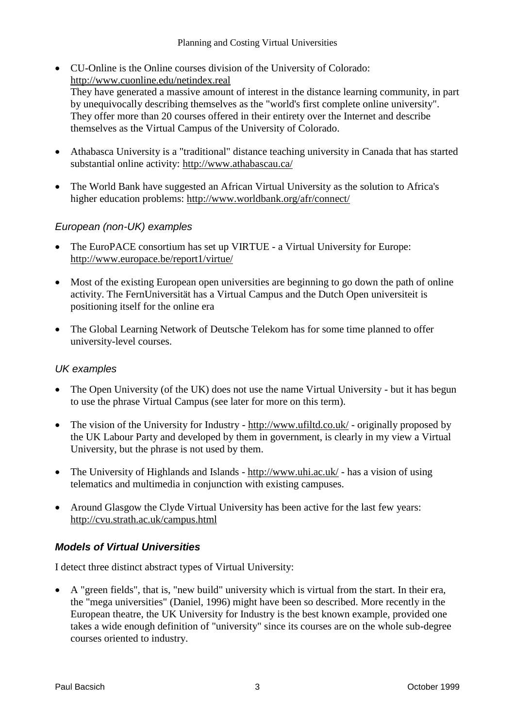- CU-Online is the Online courses division of the University of Colorado: http://www.cuonline.edu/netindex.real
  They have generated a massive amount of interest in the distance learning community, in part by unequivocally describing themselves as the "world's first complete online university". They offer more than 20 courses offered in their entirety over the Internet and describe themselves as the Virtual Campus of the University of Colorado.

- Athabasca University is a "traditional" distance teaching university in Canada that has started substantial online activity: http://www.athabascau.ca/

- The World Bank have suggested an African Virtual University as the solution to Africa's higher education problems: http://www.worldbank.org/afr/connect/

### *European (non-UK) examples*

- The EuroPACE consortium has set up VIRTUE - a Virtual University for Europe: http://www.europace.be/report1/virtue/

- Most of the existing European open universities are beginning to go down the path of online activity. The FernUniversität has a Virtual Campus and the Dutch Open universiteit is positioning itself for the online era

- The Global Learning Network of Deutsche Telekom has for some time planned to offer university-level courses.

### *UK examples*

- The Open University (of the UK) does not use the name Virtual University - but it has begun to use the phrase Virtual Campus (see later for more on this term).

- The vision of the University for Industry - http://www.ufiltd.co.uk/ - originally proposed by the UK Labour Party and developed by them in government, is clearly in my view a Virtual University, but the phrase is not used by them.

- The University of Highlands and Islands - http://www.uhi.ac.uk/ - has a vision of using telematics and multimedia in conjunction with existing campuses.

- Around Glasgow the Clyde Virtual University has been active for the last few years: http://cvu.strath.ac.uk/campus.html

## ***Models of Virtual Universities***

I detect three distinct abstract types of Virtual University:

- A "green fields", that is, "new build" university which is virtual from the start. In their era, the "mega universities" (Daniel, 1996) might have been so described. More recently in the European theatre, the UK University for Industry is the best known example, provided one takes a wide enough definition of "university" since its courses are on the whole sub-degree courses oriented to industry.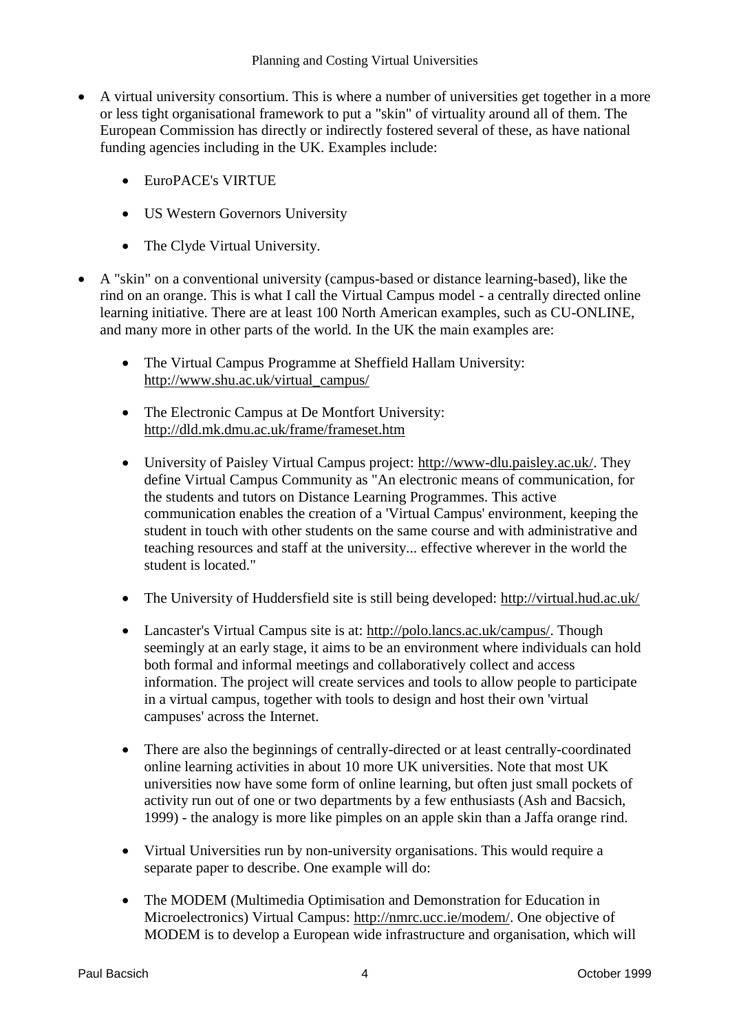- A virtual university consortium. This is where a number of universities get together in a more or less tight organisational framework to put a "skin" of virtuality around all of them. The European Commission has directly or indirectly fostered several of these, as have national funding agencies including in the UK. Examples include:
    - EuroPACE's VIRTUE
    - US Western Governors University
    - The Clyde Virtual University.
- A "skin" on a conventional university (campus-based or distance learning-based), like the rind on an orange. This is what I call the Virtual Campus model - a centrally directed online learning initiative. There are at least 100 North American examples, such as CU-ONLINE, and many more in other parts of the world. In the UK the main examples are:
    - The Virtual Campus Programme at Sheffield Hallam University: http://www.shu.ac.uk/virtual_campus/
    - The Electronic Campus at De Montfort University: http://dld.mk.dmu.ac.uk/frame/frameset.htm
    - University of Paisley Virtual Campus project: http://www-dlu.paisley.ac.uk/. They define Virtual Campus Community as "An electronic means of communication, for the students and tutors on Distance Learning Programmes. This active communication enables the creation of a 'Virtual Campus' environment, keeping the student in touch with other students on the same course and with administrative and teaching resources and staff at the university... effective wherever in the world the student is located."
    - The University of Huddersfield site is still being developed: http://virtual.hud.ac.uk/
    - Lancaster's Virtual Campus site is at: http://polo.lancs.ac.uk/campus/. Though seemingly at an early stage, it aims to be an environment where individuals can hold both formal and informal meetings and collaboratively collect and access information. The project will create services and tools to allow people to participate in a virtual campus, together with tools to design and host their own 'virtual campuses' across the Internet.
    - There are also the beginnings of centrally-directed or at least centrally-coordinated online learning activities in about 10 more UK universities. Note that most UK universities now have some form of online learning, but often just small pockets of activity run out of one or two departments by a few enthusiasts (Ash and Bacsich, 1999) - the analogy is more like pimples on an apple skin than a Jaffa orange rind.
    - Virtual Universities run by non-university organisations. This would require a separate paper to describe. One example will do:
    - The MODEM (Multimedia Optimisation and Demonstration for Education in Microelectronics) Virtual Campus: http://nmrc.ucc.ie/modem/. One objective of MODEM is to develop a European wide infrastructure and organisation, which will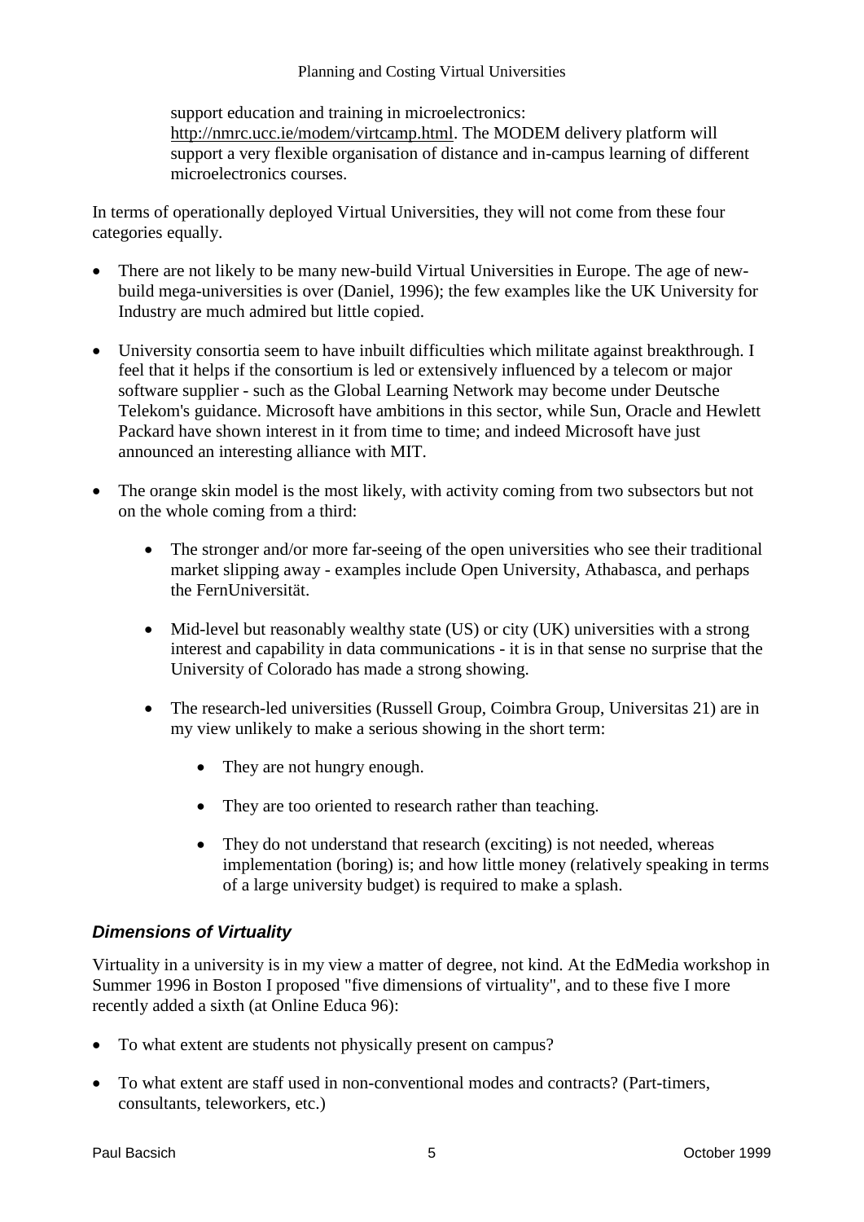support education and training in microelectronics: http://nmrc.ucc.ie/modem/virtcamp.html. The MODEM delivery platform will support a very flexible organisation of distance and in-campus learning of different microelectronics courses.

In terms of operationally deployed Virtual Universities, they will not come from these four categories equally.

- There are not likely to be many new-build Virtual Universities in Europe. The age of new-build mega-universities is over (Daniel, 1996); the few examples like the UK University for Industry are much admired but little copied.
- University consortia seem to have inbuilt difficulties which militate against breakthrough. I feel that it helps if the consortium is led or extensively influenced by a telecom or major software supplier - such as the Global Learning Network may become under Deutsche Telekom's guidance. Microsoft have ambitions in this sector, while Sun, Oracle and Hewlett Packard have shown interest in it from time to time; and indeed Microsoft have just announced an interesting alliance with MIT.
- The orange skin model is the most likely, with activity coming from two subsectors but not on the whole coming from a third:
  - The stronger and/or more far-seeing of the open universities who see their traditional market slipping away - examples include Open University, Athabasca, and perhaps the FernUniversität.
  - Mid-level but reasonably wealthy state (US) or city (UK) universities with a strong interest and capability in data communications - it is in that sense no surprise that the University of Colorado has made a strong showing.
  - The research-led universities (Russell Group, Coimbra Group, Universitas 21) are in my view unlikely to make a serious showing in the short term:
    - They are not hungry enough.
    - They are too oriented to research rather than teaching.
    - They do not understand that research (exciting) is not needed, whereas implementation (boring) is; and how little money (relatively speaking in terms of a large university budget) is required to make a splash.

### *Dimensions of Virtuality*

Virtuality in a university is in my view a matter of degree, not kind. At the EdMedia workshop in Summer 1996 in Boston I proposed "five dimensions of virtuality", and to these five I more recently added a sixth (at Online Educa 96):

- To what extent are students not physically present on campus?
- To what extent are staff used in non-conventional modes and contracts? (Part-timers, consultants, teleworkers, etc.)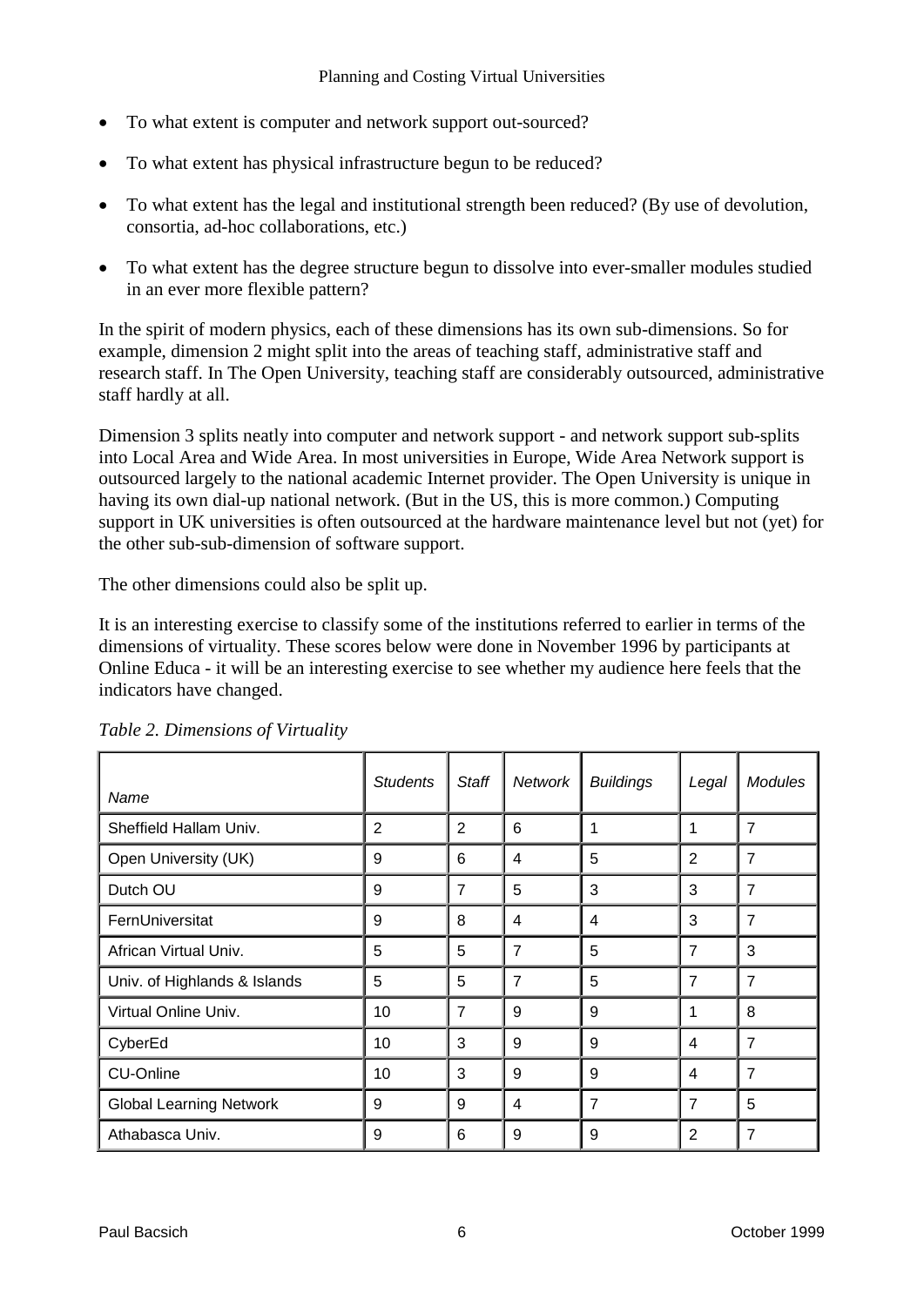- To what extent is computer and network support out-sourced?
- To what extent has physical infrastructure begun to be reduced?
- To what extent has the legal and institutional strength been reduced? (By use of devolution, consortia, ad-hoc collaborations, etc.)
- To what extent has the degree structure begun to dissolve into ever-smaller modules studied in an ever more flexible pattern?

In the spirit of modern physics, each of these dimensions has its own sub-dimensions. So for example, dimension 2 might split into the areas of teaching staff, administrative staff and research staff. In The Open University, teaching staff are considerably outsourced, administrative staff hardly at all.

Dimension 3 splits neatly into computer and network support - and network support sub-splits into Local Area and Wide Area. In most universities in Europe, Wide Area Network support is outsourced largely to the national academic Internet provider. The Open University is unique in having its own dial-up national network. (But in the US, this is more common.) Computing support in UK universities is often outsourced at the hardware maintenance level but not (yet) for the other sub-sub-dimension of software support.

The other dimensions could also be split up.

It is an interesting exercise to classify some of the institutions referred to earlier in terms of the dimensions of virtuality. These scores below were done in November 1996 by participants at Online Educa - it will be an interesting exercise to see whether my audience here feels that the indicators have changed.

*Table 2. Dimensions of Virtuality*

| *Name* | *Students* | *Staff* | *Network* | *Buildings* | *Legal* | *Modules* |
|---|---|---|---|---|---|---|
| Sheffield Hallam Univ. | 2 | 2 | 6 | 1 | 1 | 7 |
| Open University (UK) | 9 | 6 | 4 | 5 | 2 | 7 |
| Dutch OU | 9 | 7 | 5 | 3 | 3 | 7 |
| FernUniversitat | 9 | 8 | 4 | 4 | 3 | 7 |
| African Virtual Univ. | 5 | 5 | 7 | 5 | 7 | 3 |
| Univ. of Highlands & Islands | 5 | 5 | 7 | 5 | 7 | 7 |
| Virtual Online Univ. | 10 | 7 | 9 | 9 | 1 | 8 |
| CyberEd | 10 | 3 | 9 | 9 | 4 | 7 |
| CU-Online | 10 | 3 | 9 | 9 | 4 | 7 |
| Global Learning Network | 9 | 9 | 4 | 7 | 7 | 5 |
| Athabasca Univ. | 9 | 6 | 9 | 9 | 2 | 7 |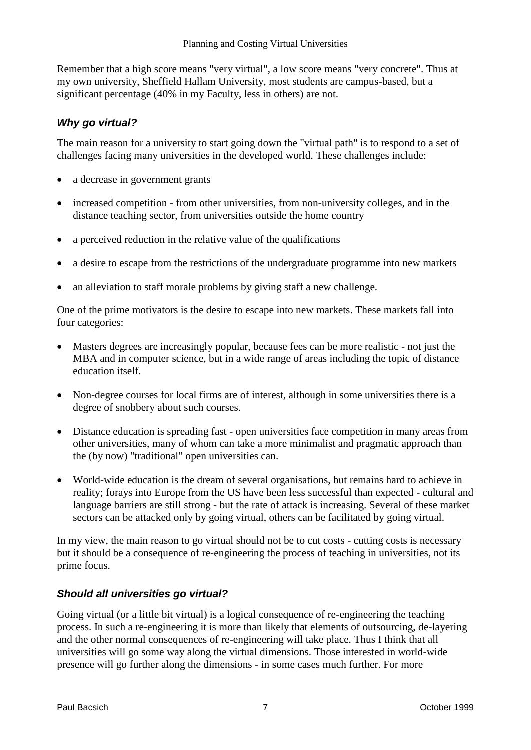Remember that a high score means "very virtual", a low score means "very concrete". Thus at my own university, Sheffield Hallam University, most students are campus-based, but a significant percentage (40% in my Faculty, less in others) are not.

### *Why go virtual?*

The main reason for a university to start going down the "virtual path" is to respond to a set of challenges facing many universities in the developed world. These challenges include:

- a decrease in government grants
- increased competition - from other universities, from non-university colleges, and in the distance teaching sector, from universities outside the home country
- a perceived reduction in the relative value of the qualifications
- a desire to escape from the restrictions of the undergraduate programme into new markets
- an alleviation to staff morale problems by giving staff a new challenge.

One of the prime motivators is the desire to escape into new markets. These markets fall into four categories:

- Masters degrees are increasingly popular, because fees can be more realistic - not just the MBA and in computer science, but in a wide range of areas including the topic of distance education itself.
- Non-degree courses for local firms are of interest, although in some universities there is a degree of snobbery about such courses.
- Distance education is spreading fast - open universities face competition in many areas from other universities, many of whom can take a more minimalist and pragmatic approach than the (by now) "traditional" open universities can.
- World-wide education is the dream of several organisations, but remains hard to achieve in reality; forays into Europe from the US have been less successful than expected - cultural and language barriers are still strong - but the rate of attack is increasing. Several of these market sectors can be attacked only by going virtual, others can be facilitated by going virtual.

In my view, the main reason to go virtual should not be to cut costs - cutting costs is necessary but it should be a consequence of re-engineering the process of teaching in universities, not its prime focus.

### *Should all universities go virtual?*

Going virtual (or a little bit virtual) is a logical consequence of re-engineering the teaching process. In such a re-engineering it is more than likely that elements of outsourcing, de-layering and the other normal consequences of re-engineering will take place. Thus I think that all universities will go some way along the virtual dimensions. Those interested in world-wide presence will go further along the dimensions - in some cases much further. For more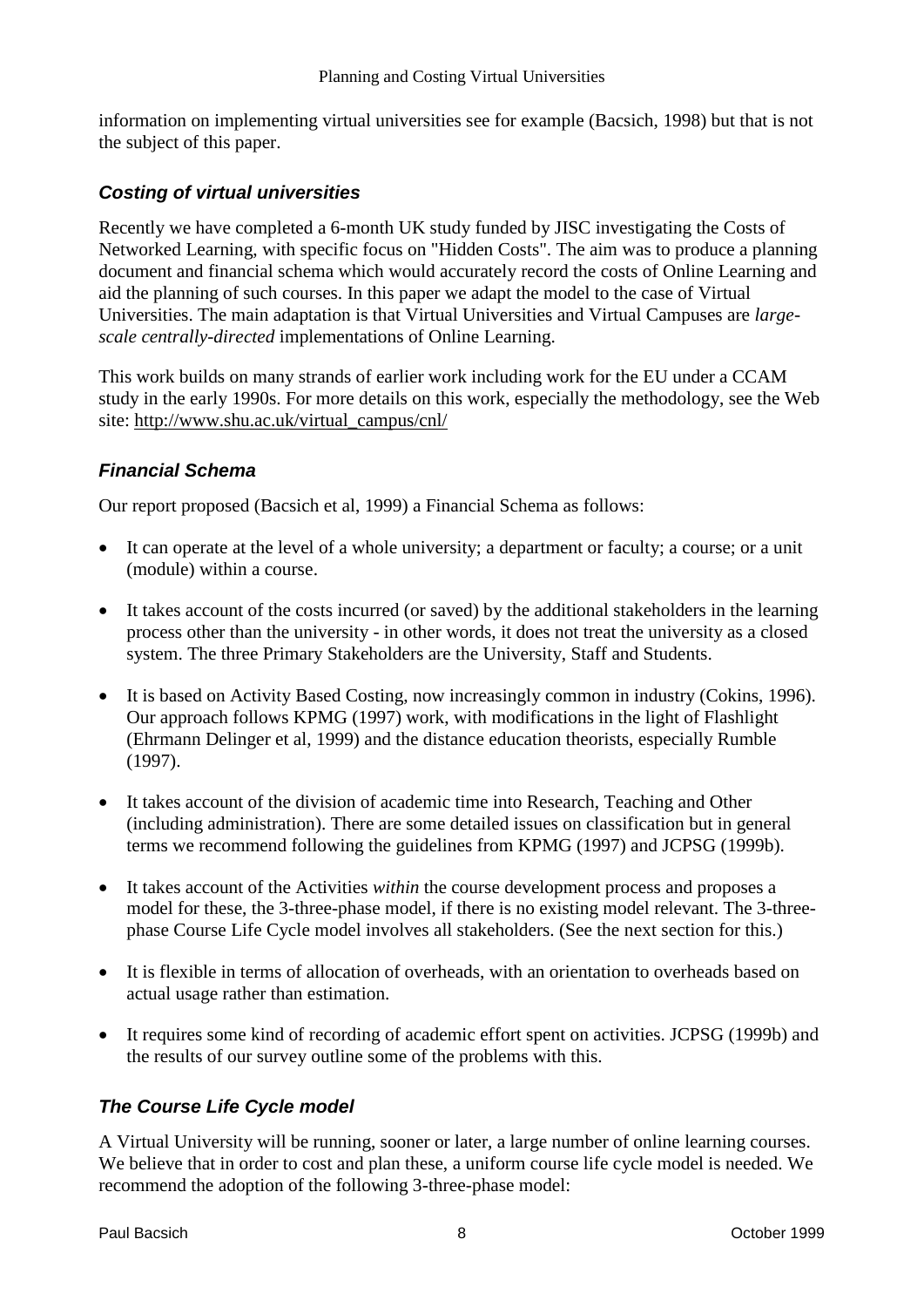information on implementing virtual universities see for example (Bacsich, 1998) but that is not the subject of this paper.

### *Costing of virtual universities*

Recently we have completed a 6-month UK study funded by JISC investigating the Costs of Networked Learning, with specific focus on "Hidden Costs". The aim was to produce a planning document and financial schema which would accurately record the costs of Online Learning and aid the planning of such courses. In this paper we adapt the model to the case of Virtual Universities. The main adaptation is that Virtual Universities and Virtual Campuses are *large-scale centrally-directed* implementations of Online Learning.

This work builds on many strands of earlier work including work for the EU under a CCAM study in the early 1990s. For more details on this work, especially the methodology, see the Web site: http://www.shu.ac.uk/virtual_campus/cnl/

### *Financial Schema*

Our report proposed (Bacsich et al, 1999) a Financial Schema as follows:

- It can operate at the level of a whole university; a department or faculty; a course; or a unit (module) within a course.
- It takes account of the costs incurred (or saved) by the additional stakeholders in the learning process other than the university - in other words, it does not treat the university as a closed system. The three Primary Stakeholders are the University, Staff and Students.
- It is based on Activity Based Costing, now increasingly common in industry (Cokins, 1996). Our approach follows KPMG (1997) work, with modifications in the light of Flashlight (Ehrmann Delinger et al, 1999) and the distance education theorists, especially Rumble (1997).
- It takes account of the division of academic time into Research, Teaching and Other (including administration). There are some detailed issues on classification but in general terms we recommend following the guidelines from KPMG (1997) and JCPSG (1999b).
- It takes account of the Activities *within* the course development process and proposes a model for these, the 3-three-phase model, if there is no existing model relevant. The 3-three-phase Course Life Cycle model involves all stakeholders. (See the next section for this.)
- It is flexible in terms of allocation of overheads, with an orientation to overheads based on actual usage rather than estimation.
- It requires some kind of recording of academic effort spent on activities. JCPSG (1999b) and the results of our survey outline some of the problems with this.

### *The Course Life Cycle model*

A Virtual University will be running, sooner or later, a large number of online learning courses. We believe that in order to cost and plan these, a uniform course life cycle model is needed. We recommend the adoption of the following 3-three-phase model: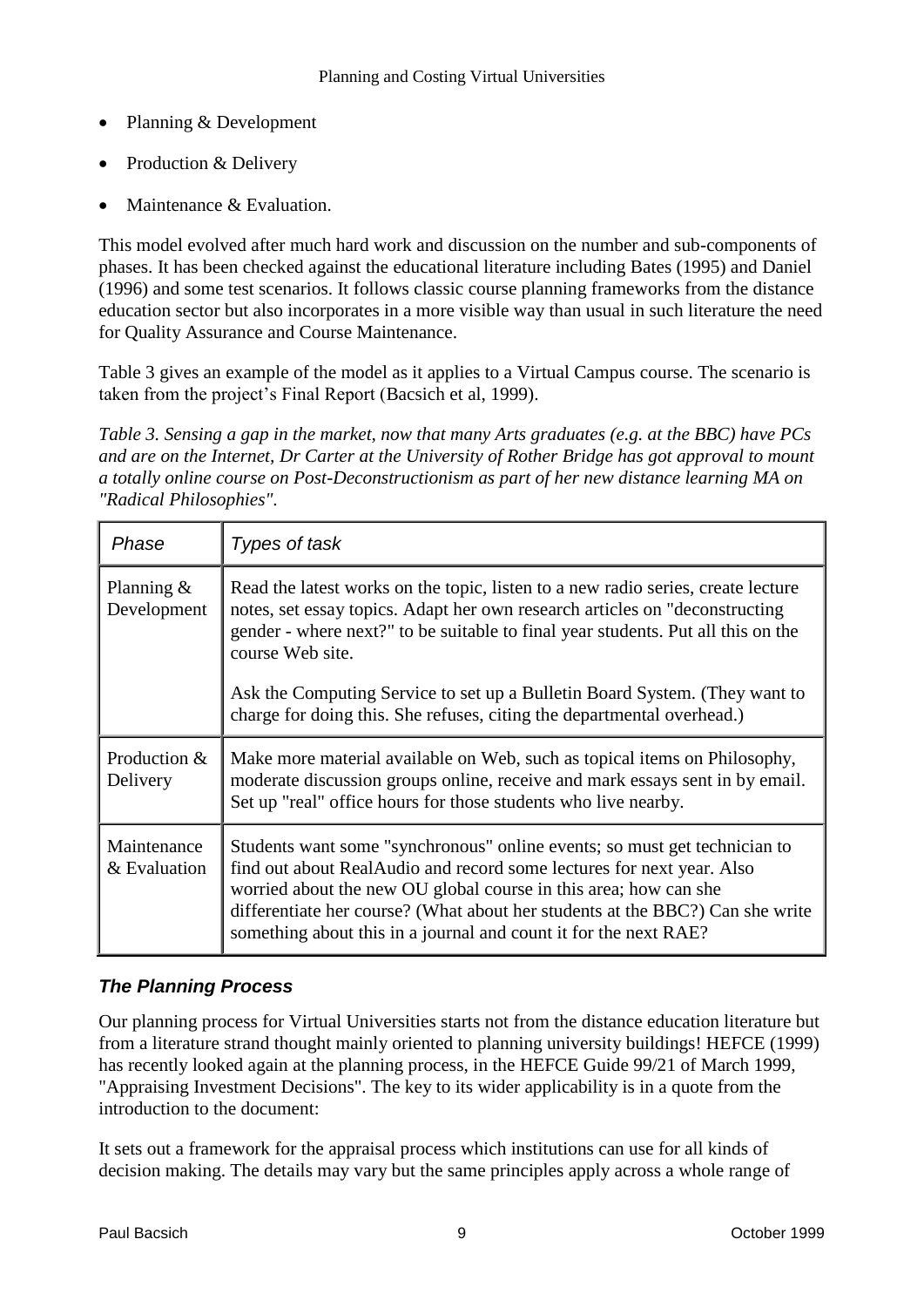- Planning & Development
- Production & Delivery
- Maintenance & Evaluation.

This model evolved after much hard work and discussion on the number and sub-components of phases. It has been checked against the educational literature including Bates (1995) and Daniel (1996) and some test scenarios. It follows classic course planning frameworks from the distance education sector but also incorporates in a more visible way than usual in such literature the need for Quality Assurance and Course Maintenance.

Table 3 gives an example of the model as it applies to a Virtual Campus course. The scenario is taken from the project's Final Report (Bacsich et al, 1999).

*Table 3. Sensing a gap in the market, now that many Arts graduates (e.g. at the BBC) have PCs and are on the Internet, Dr Carter at the University of Rother Bridge has got approval to mount a totally online course on Post-Deconstructionism as part of her new distance learning MA on "Radical Philosophies".*

| *Phase* | *Types of task* |
|---|---|
| Planning & Development | Read the latest works on the topic, listen to a new radio series, create lecture notes, set essay topics. Adapt her own research articles on "deconstructing gender - where next?" to be suitable to final year students. Put all this on the course Web site.<br><br>Ask the Computing Service to set up a Bulletin Board System. (They want to charge for doing this. She refuses, citing the departmental overhead.) |
| Production & Delivery | Make more material available on Web, such as topical items on Philosophy, moderate discussion groups online, receive and mark essays sent in by email. Set up "real" office hours for those students who live nearby. |
| Maintenance & Evaluation | Students want some "synchronous" online events; so must get technician to find out about RealAudio and record some lectures for next year. Also worried about the new OU global course in this area; how can she differentiate her course? (What about her students at the BBC?) Can she write something about this in a journal and count it for the next RAE? |

### *The Planning Process*

Our planning process for Virtual Universities starts not from the distance education literature but from a literature strand thought mainly oriented to planning university buildings! HEFCE (1999) has recently looked again at the planning process, in the HEFCE Guide 99/21 of March 1999, "Appraising Investment Decisions". The key to its wider applicability is in a quote from the introduction to the document:

It sets out a framework for the appraisal process which institutions can use for all kinds of decision making. The details may vary but the same principles apply across a whole range of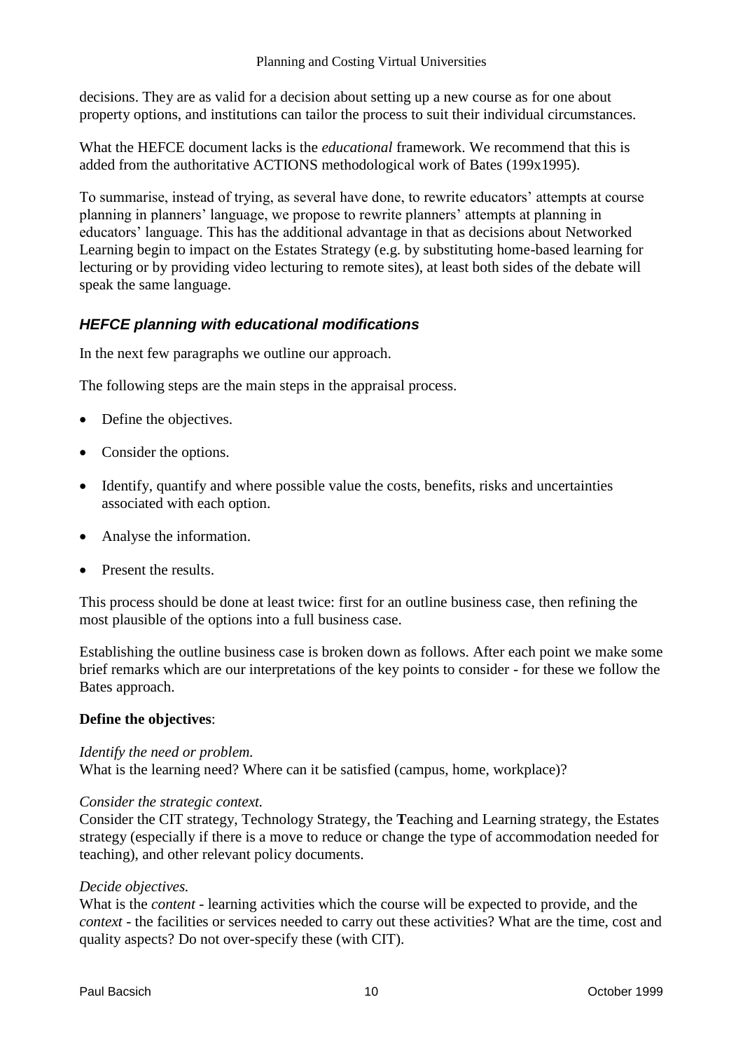decisions. They are as valid for a decision about setting up a new course as for one about property options, and institutions can tailor the process to suit their individual circumstances.

What the HEFCE document lacks is the *educational* framework. We recommend that this is added from the authoritative ACTIONS methodological work of Bates (199x1995).

To summarise, instead of trying, as several have done, to rewrite educators' attempts at course planning in planners' language, we propose to rewrite planners' attempts at planning in educators' language. This has the additional advantage in that as decisions about Networked Learning begin to impact on the Estates Strategy (e.g. by substituting home-based learning for lecturing or by providing video lecturing to remote sites), at least both sides of the debate will speak the same language.

### *HEFCE planning with educational modifications*

In the next few paragraphs we outline our approach.

The following steps are the main steps in the appraisal process.

- Define the objectives.
- Consider the options.
- Identify, quantify and where possible value the costs, benefits, risks and uncertainties associated with each option.
- Analyse the information.
- Present the results.

This process should be done at least twice: first for an outline business case, then refining the most plausible of the options into a full business case.

Establishing the outline business case is broken down as follows. After each point we make some brief remarks which are our interpretations of the key points to consider - for these we follow the Bates approach.

**Define the objectives**:

*Identify the need or problem.*
What is the learning need? Where can it be satisfied (campus, home, workplace)?

*Consider the strategic context.*
Consider the CIT strategy, Technology Strategy, the **T**eaching and Learning strategy, the Estates strategy (especially if there is a move to reduce or change the type of accommodation needed for teaching), and other relevant policy documents.

*Decide objectives.*
What is the *content* - learning activities which the course will be expected to provide, and the *context* - the facilities or services needed to carry out these activities? What are the time, cost and quality aspects? Do not over-specify these (with CIT).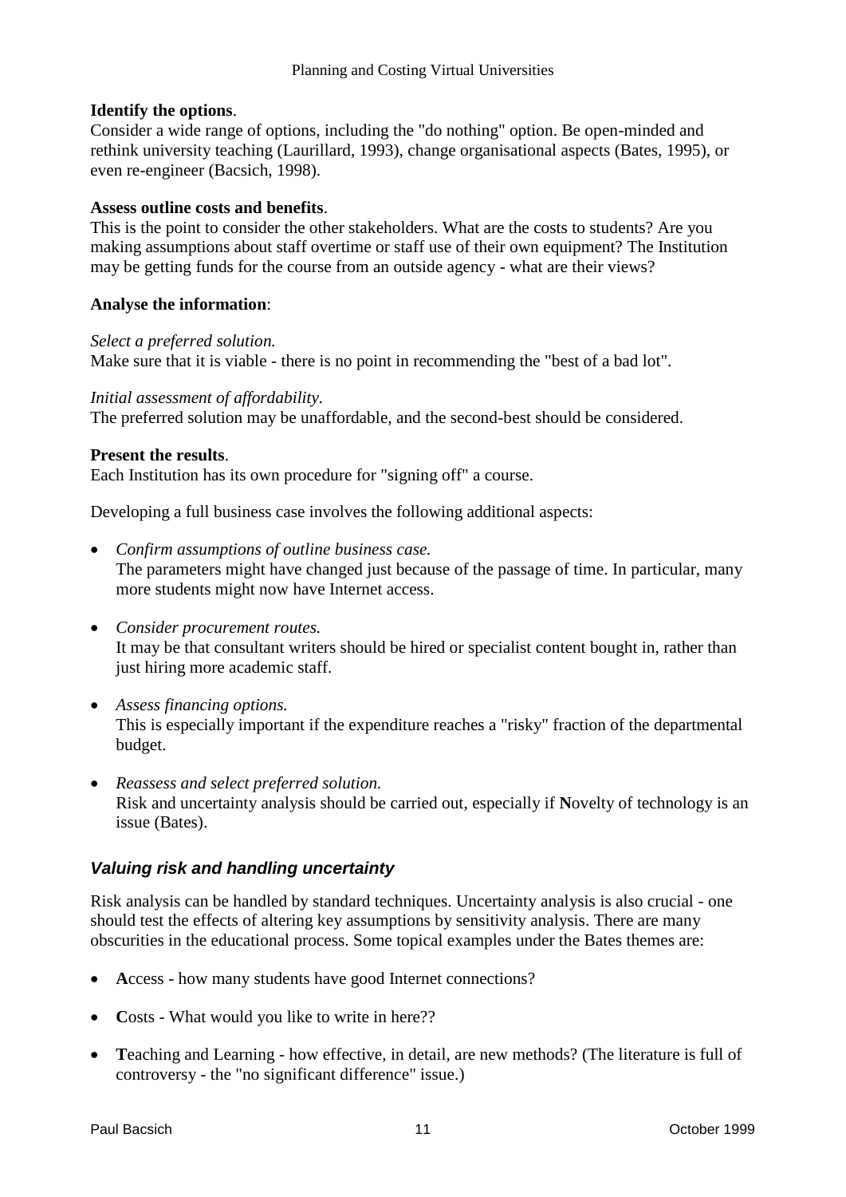**Identify the options**.
Consider a wide range of options, including the "do nothing" option. Be open-minded and rethink university teaching (Laurillard, 1993), change organisational aspects (Bates, 1995), or even re-engineer (Bacsich, 1998).

**Assess outline costs and benefits**.
This is the point to consider the other stakeholders. What are the costs to students? Are you making assumptions about staff overtime or staff use of their own equipment? The Institution may be getting funds for the course from an outside agency - what are their views?

**Analyse the information**:

*Select a preferred solution.*
Make sure that it is viable - there is no point in recommending the "best of a bad lot".

*Initial assessment of affordability.*
The preferred solution may be unaffordable, and the second-best should be considered.

**Present the results**.
Each Institution has its own procedure for "signing off" a course.

Developing a full business case involves the following additional aspects:

- *Confirm assumptions of outline business case.*
  The parameters might have changed just because of the passage of time. In particular, many more students might now have Internet access.
- *Consider procurement routes.*
  It may be that consultant writers should be hired or specialist content bought in, rather than just hiring more academic staff.
- *Assess financing options.*
  This is especially important if the expenditure reaches a "risky" fraction of the departmental budget.
- *Reassess and select preferred solution.*
  Risk and uncertainty analysis should be carried out, especially if **N**ovelty of technology is an issue (Bates).

### *Valuing risk and handling uncertainty*

Risk analysis can be handled by standard techniques. Uncertainty analysis is also crucial - one should test the effects of altering key assumptions by sensitivity analysis. There are many obscurities in the educational process. Some topical examples under the Bates themes are:

- **A**ccess - how many students have good Internet connections?
- **C**osts - What would you like to write in here??
- **T**eaching and Learning - how effective, in detail, are new methods? (The literature is full of controversy - the "no significant difference" issue.)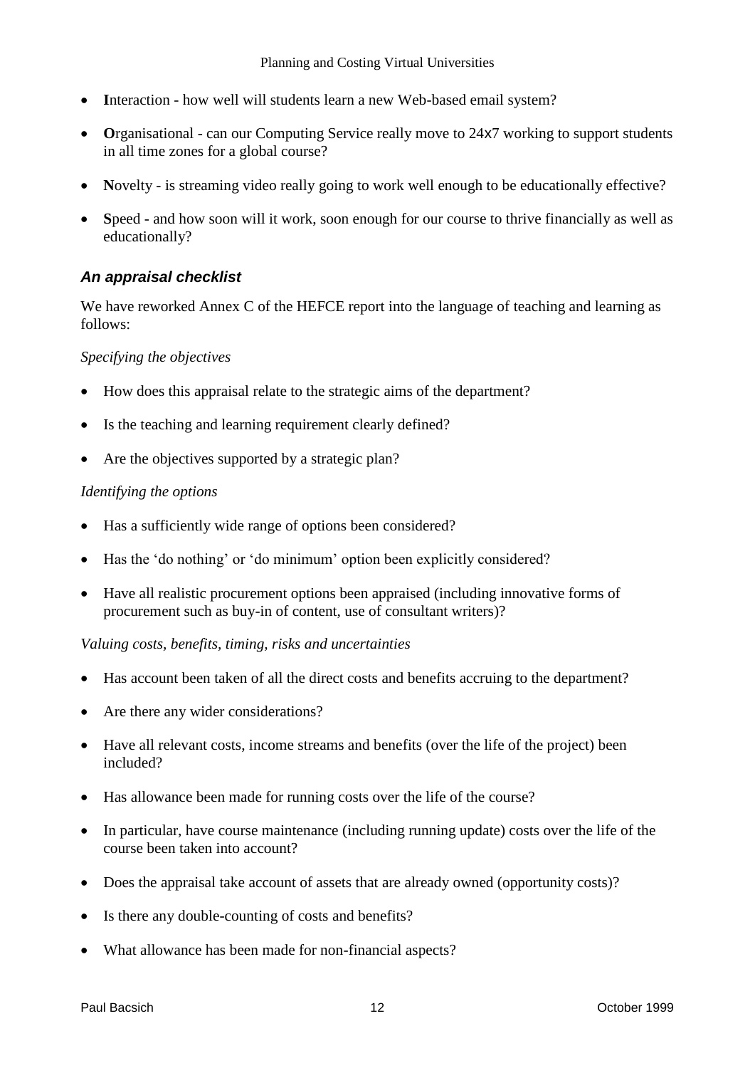- **I**nteraction - how well will students learn a new Web-based email system?
- **O**rganisational - can our Computing Service really move to 24x7 working to support students in all time zones for a global course?
- **N**ovelty - is streaming video really going to work well enough to be educationally effective?
- **S**peed - and how soon will it work, soon enough for our course to thrive financially as well as educationally?

### *An appraisal checklist*

We have reworked Annex C of the HEFCE report into the language of teaching and learning as follows:

*Specifying the objectives*

- How does this appraisal relate to the strategic aims of the department?
- Is the teaching and learning requirement clearly defined?
- Are the objectives supported by a strategic plan?

*Identifying the options*

- Has a sufficiently wide range of options been considered?
- Has the 'do nothing' or 'do minimum' option been explicitly considered?
- Have all realistic procurement options been appraised (including innovative forms of procurement such as buy-in of content, use of consultant writers)?

*Valuing costs, benefits, timing, risks and uncertainties*

- Has account been taken of all the direct costs and benefits accruing to the department?
- Are there any wider considerations?
- Have all relevant costs, income streams and benefits (over the life of the project) been included?
- Has allowance been made for running costs over the life of the course?
- In particular, have course maintenance (including running update) costs over the life of the course been taken into account?
- Does the appraisal take account of assets that are already owned (opportunity costs)?
- Is there any double-counting of costs and benefits?
- What allowance has been made for non-financial aspects?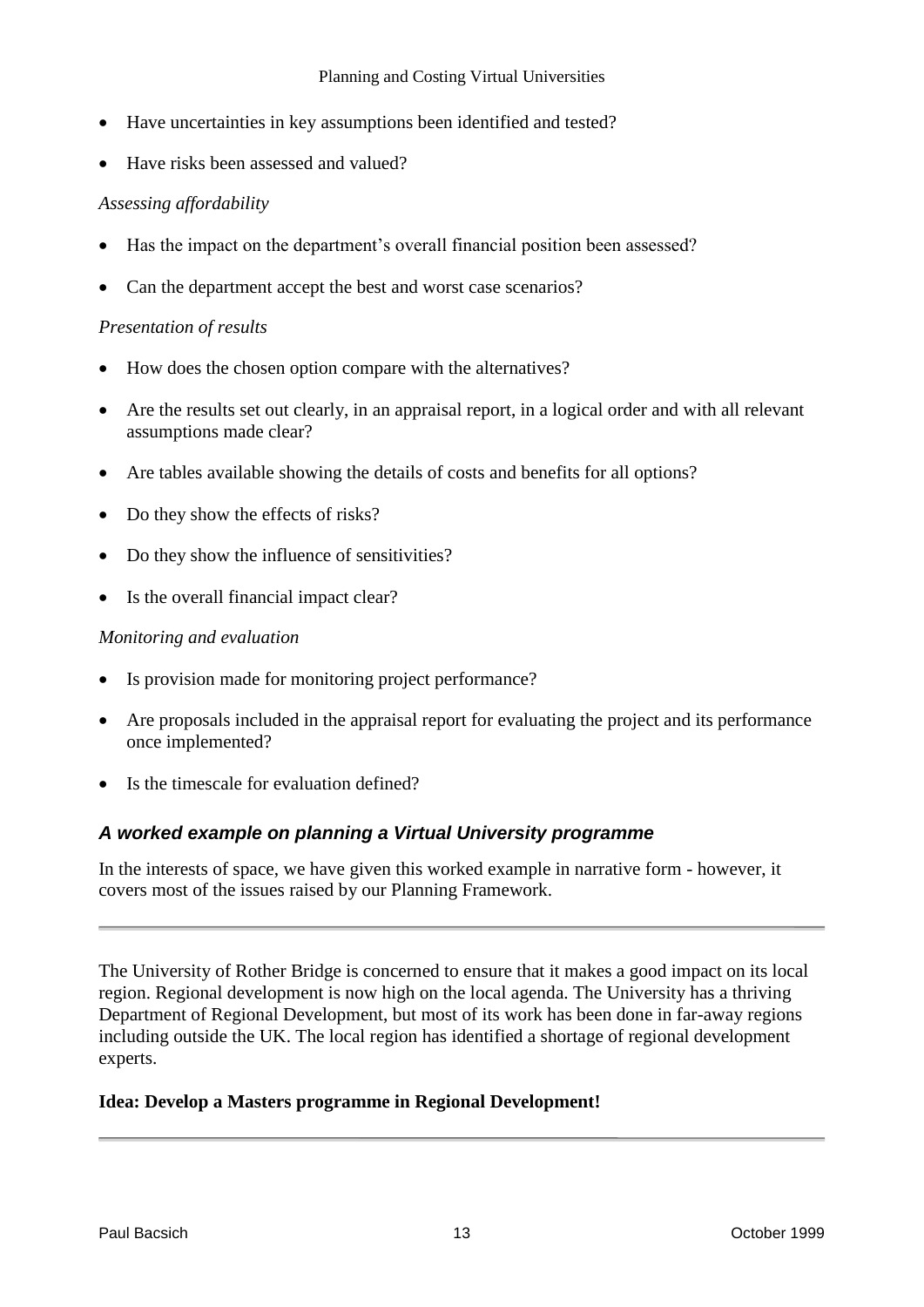- Have uncertainties in key assumptions been identified and tested?
- Have risks been assessed and valued?

*Assessing affordability*

- Has the impact on the department's overall financial position been assessed?
- Can the department accept the best and worst case scenarios?

*Presentation of results*

- How does the chosen option compare with the alternatives?
- Are the results set out clearly, in an appraisal report, in a logical order and with all relevant assumptions made clear?
- Are tables available showing the details of costs and benefits for all options?
- Do they show the effects of risks?
- Do they show the influence of sensitivities?
- Is the overall financial impact clear?

*Monitoring and evaluation*

- Is provision made for monitoring project performance?
- Are proposals included in the appraisal report for evaluating the project and its performance once implemented?
- Is the timescale for evaluation defined?

### *A worked example on planning a Virtual University programme*

In the interests of space, we have given this worked example in narrative form - however, it covers most of the issues raised by our Planning Framework.

---

The University of Rother Bridge is concerned to ensure that it makes a good impact on its local region. Regional development is now high on the local agenda. The University has a thriving Department of Regional Development, but most of its work has been done in far-away regions including outside the UK. The local region has identified a shortage of regional development experts.

**Idea: Develop a Masters programme in Regional Development!**

---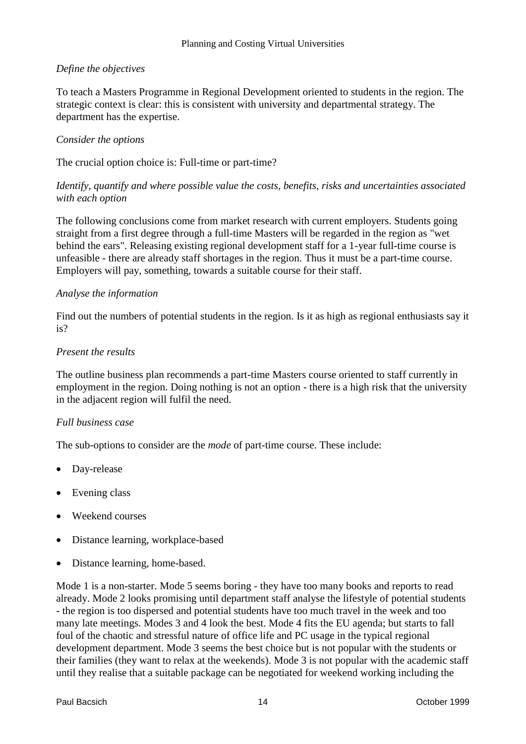*Define the objectives*

To teach a Masters Programme in Regional Development oriented to students in the region. The strategic context is clear: this is consistent with university and departmental strategy. The department has the expertise.

*Consider the options*

The crucial option choice is: Full-time or part-time?

*Identify, quantify and where possible value the costs, benefits, risks and uncertainties associated with each option*

The following conclusions come from market research with current employers. Students going straight from a first degree through a full-time Masters will be regarded in the region as "wet behind the ears". Releasing existing regional development staff for a 1-year full-time course is unfeasible - there are already staff shortages in the region. Thus it must be a part-time course. Employers will pay, something, towards a suitable course for their staff.

*Analyse the information*

Find out the numbers of potential students in the region. Is it as high as regional enthusiasts say it is?

*Present the results*

The outline business plan recommends a part-time Masters course oriented to staff currently in employment in the region. Doing nothing is not an option - there is a high risk that the university in the adjacent region will fulfil the need.

*Full business case*

The sub-options to consider are the *mode* of part-time course. These include:

- Day-release
- Evening class
- Weekend courses
- Distance learning, workplace-based
- Distance learning, home-based.

Mode 1 is a non-starter. Mode 5 seems boring - they have too many books and reports to read already. Mode 2 looks promising until department staff analyse the lifestyle of potential students - the region is too dispersed and potential students have too much travel in the week and too many late meetings. Modes 3 and 4 look the best. Mode 4 fits the EU agenda; but starts to fall foul of the chaotic and stressful nature of office life and PC usage in the typical regional development department. Mode 3 seems the best choice but is not popular with the students or their families (they want to relax at the weekends). Mode 3 is not popular with the academic staff until they realise that a suitable package can be negotiated for weekend working including the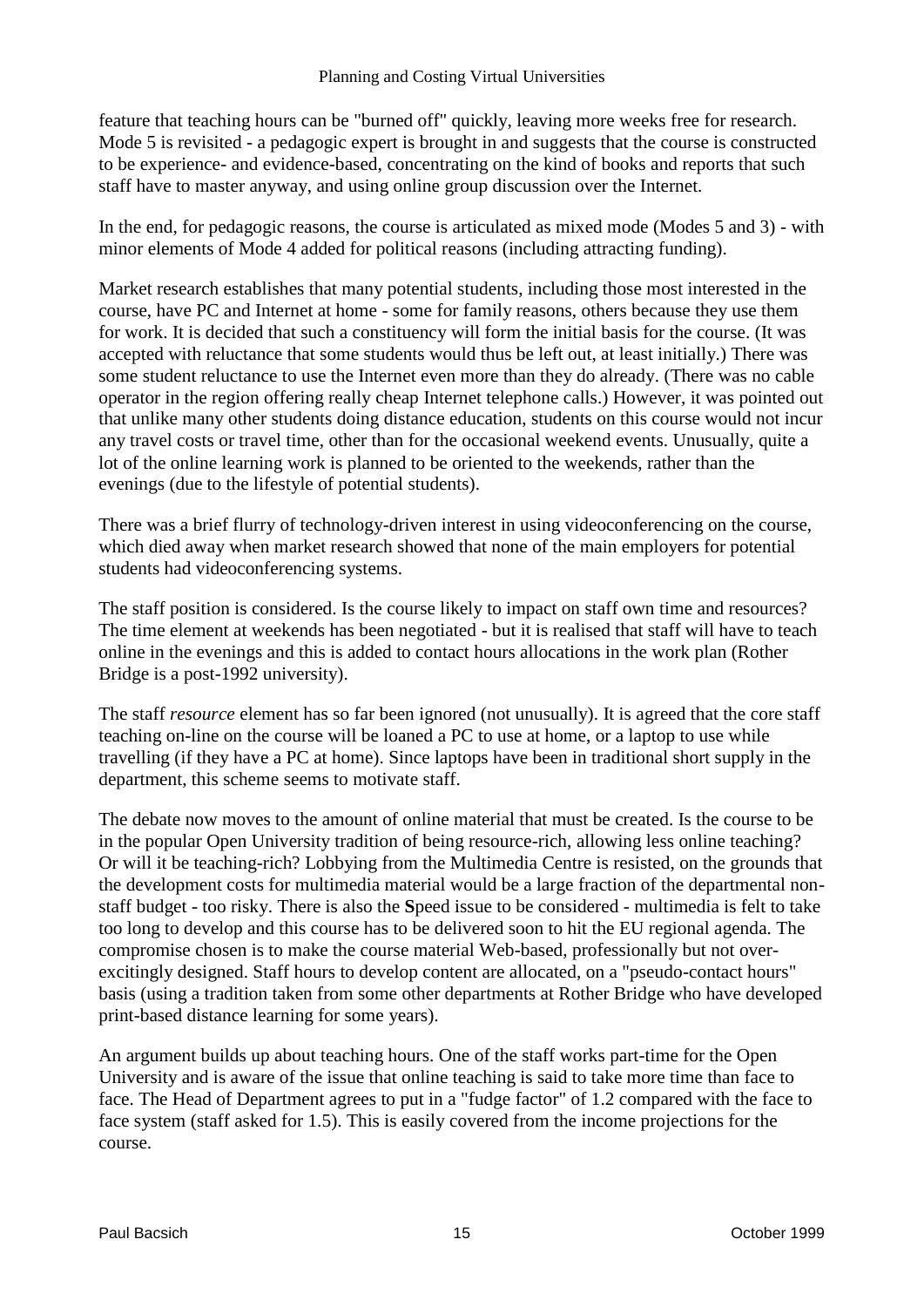feature that teaching hours can be "burned off" quickly, leaving more weeks free for research. Mode 5 is revisited - a pedagogic expert is brought in and suggests that the course is constructed to be experience- and evidence-based, concentrating on the kind of books and reports that such staff have to master anyway, and using online group discussion over the Internet.

In the end, for pedagogic reasons, the course is articulated as mixed mode (Modes 5 and 3) - with minor elements of Mode 4 added for political reasons (including attracting funding).

Market research establishes that many potential students, including those most interested in the course, have PC and Internet at home - some for family reasons, others because they use them for work. It is decided that such a constituency will form the initial basis for the course. (It was accepted with reluctance that some students would thus be left out, at least initially.) There was some student reluctance to use the Internet even more than they do already. (There was no cable operator in the region offering really cheap Internet telephone calls.) However, it was pointed out that unlike many other students doing distance education, students on this course would not incur any travel costs or travel time, other than for the occasional weekend events. Unusually, quite a lot of the online learning work is planned to be oriented to the weekends, rather than the evenings (due to the lifestyle of potential students).

There was a brief flurry of technology-driven interest in using videoconferencing on the course, which died away when market research showed that none of the main employers for potential students had videoconferencing systems.

The staff position is considered. Is the course likely to impact on staff own time and resources? The time element at weekends has been negotiated - but it is realised that staff will have to teach online in the evenings and this is added to contact hours allocations in the work plan (Rother Bridge is a post-1992 university).

The staff *resource* element has so far been ignored (not unusually). It is agreed that the core staff teaching on-line on the course will be loaned a PC to use at home, or a laptop to use while travelling (if they have a PC at home). Since laptops have been in traditional short supply in the department, this scheme seems to motivate staff.

The debate now moves to the amount of online material that must be created. Is the course to be in the popular Open University tradition of being resource-rich, allowing less online teaching? Or will it be teaching-rich? Lobbying from the Multimedia Centre is resisted, on the grounds that the development costs for multimedia material would be a large fraction of the departmental non-staff budget - too risky. There is also the **S**peed issue to be considered - multimedia is felt to take too long to develop and this course has to be delivered soon to hit the EU regional agenda. The compromise chosen is to make the course material Web-based, professionally but not over-excitingly designed. Staff hours to develop content are allocated, on a "pseudo-contact hours" basis (using a tradition taken from some other departments at Rother Bridge who have developed print-based distance learning for some years).

An argument builds up about teaching hours. One of the staff works part-time for the Open University and is aware of the issue that online teaching is said to take more time than face to face. The Head of Department agrees to put in a "fudge factor" of 1.2 compared with the face to face system (staff asked for 1.5). This is easily covered from the income projections for the course.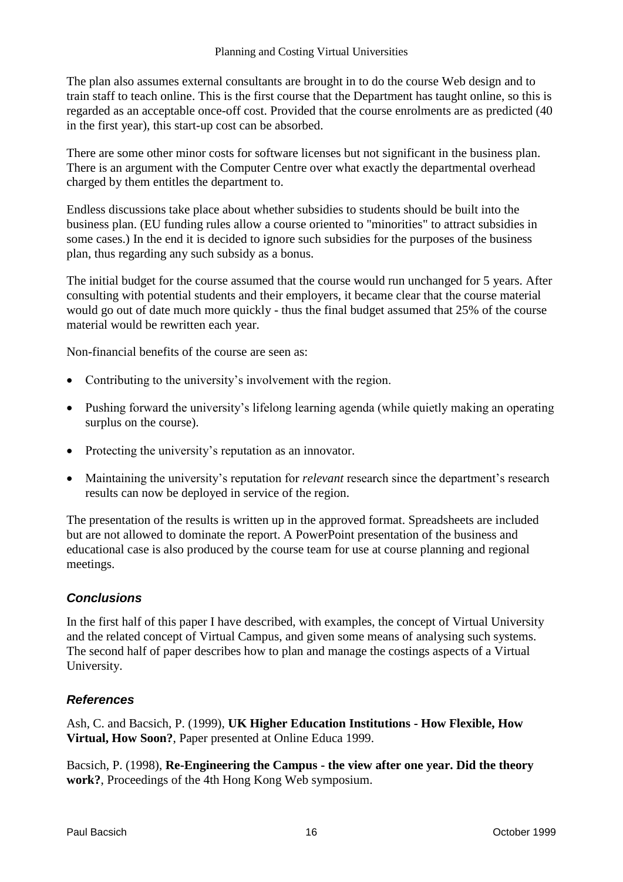The plan also assumes external consultants are brought in to do the course Web design and to train staff to teach online. This is the first course that the Department has taught online, so this is regarded as an acceptable once-off cost. Provided that the course enrolments are as predicted (40 in the first year), this start-up cost can be absorbed.

There are some other minor costs for software licenses but not significant in the business plan. There is an argument with the Computer Centre over what exactly the departmental overhead charged by them entitles the department to.

Endless discussions take place about whether subsidies to students should be built into the business plan. (EU funding rules allow a course oriented to "minorities" to attract subsidies in some cases.) In the end it is decided to ignore such subsidies for the purposes of the business plan, thus regarding any such subsidy as a bonus.

The initial budget for the course assumed that the course would run unchanged for 5 years. After consulting with potential students and their employers, it became clear that the course material would go out of date much more quickly - thus the final budget assumed that 25% of the course material would be rewritten each year.

Non-financial benefits of the course are seen as:

- Contributing to the university's involvement with the region.
- Pushing forward the university's lifelong learning agenda (while quietly making an operating surplus on the course).
- Protecting the university's reputation as an innovator.
- Maintaining the university's reputation for *relevant* research since the department's research results can now be deployed in service of the region.

The presentation of the results is written up in the approved format. Spreadsheets are included but are not allowed to dominate the report. A PowerPoint presentation of the business and educational case is also produced by the course team for use at course planning and regional meetings.

### *Conclusions*

In the first half of this paper I have described, with examples, the concept of Virtual University and the related concept of Virtual Campus, and given some means of analysing such systems. The second half of paper describes how to plan and manage the costings aspects of a Virtual University.

### *References*

Ash, C. and Bacsich, P. (1999), **UK Higher Education Institutions - How Flexible, How Virtual, How Soon?**, Paper presented at Online Educa 1999.

Bacsich, P. (1998), **Re-Engineering the Campus - the view after one year. Did the theory work?**, Proceedings of the 4th Hong Kong Web symposium.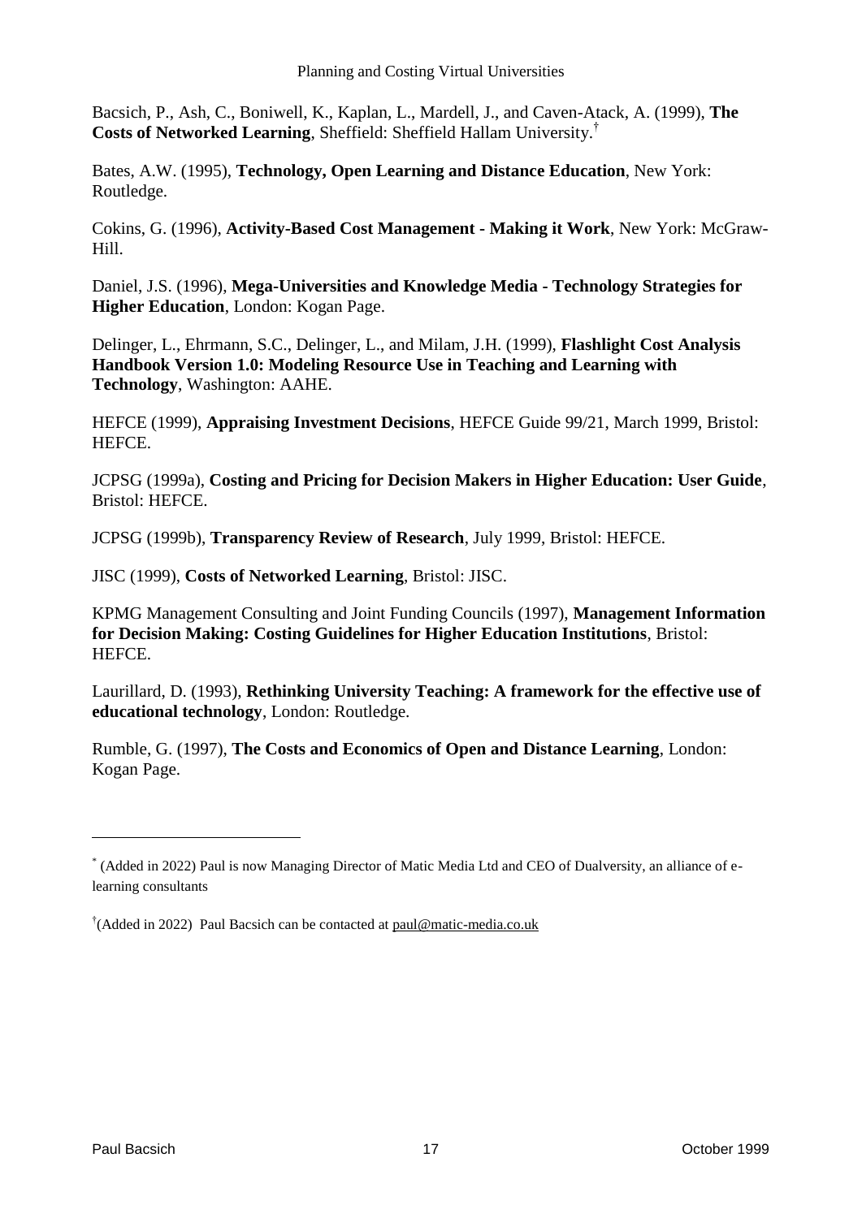Bacsich, P., Ash, C., Boniwell, K., Kaplan, L., Mardell, J., and Caven-Atack, A. (1999), **The Costs of Networked Learning**, Sheffield: Sheffield Hallam University.[†]

Bates, A.W. (1995), **Technology, Open Learning and Distance Education**, New York: Routledge.

Cokins, G. (1996), **Activity-Based Cost Management - Making it Work**, New York: McGraw-Hill.

Daniel, J.S. (1996), **Mega-Universities and Knowledge Media - Technology Strategies for Higher Education**, London: Kogan Page.

Delinger, L., Ehrmann, S.C., Delinger, L., and Milam, J.H. (1999), **Flashlight Cost Analysis Handbook Version 1.0: Modeling Resource Use in Teaching and Learning with Technology**, Washington: AAHE.

HEFCE (1999), **Appraising Investment Decisions**, HEFCE Guide 99/21, March 1999, Bristol: HEFCE.

JCPSG (1999a), **Costing and Pricing for Decision Makers in Higher Education: User Guide**, Bristol: HEFCE.

JCPSG (1999b), **Transparency Review of Research**, July 1999, Bristol: HEFCE.

JISC (1999), **Costs of Networked Learning**, Bristol: JISC.

KPMG Management Consulting and Joint Funding Councils (1997), **Management Information for Decision Making: Costing Guidelines for Higher Education Institutions**, Bristol: HEFCE.

Laurillard, D. (1993), **Rethinking University Teaching: A framework for the effective use of educational technology**, London: Routledge.

Rumble, G. (1997), **The Costs and Economics of Open and Distance Learning**, London: Kogan Page.

---

[*] (Added in 2022) Paul is now Managing Director of Matic Media Ltd and CEO of Dualversity, an alliance of e-learning consultants

[†] (Added in 2022) Paul Bacsich can be contacted at paul@matic-media.co.uk